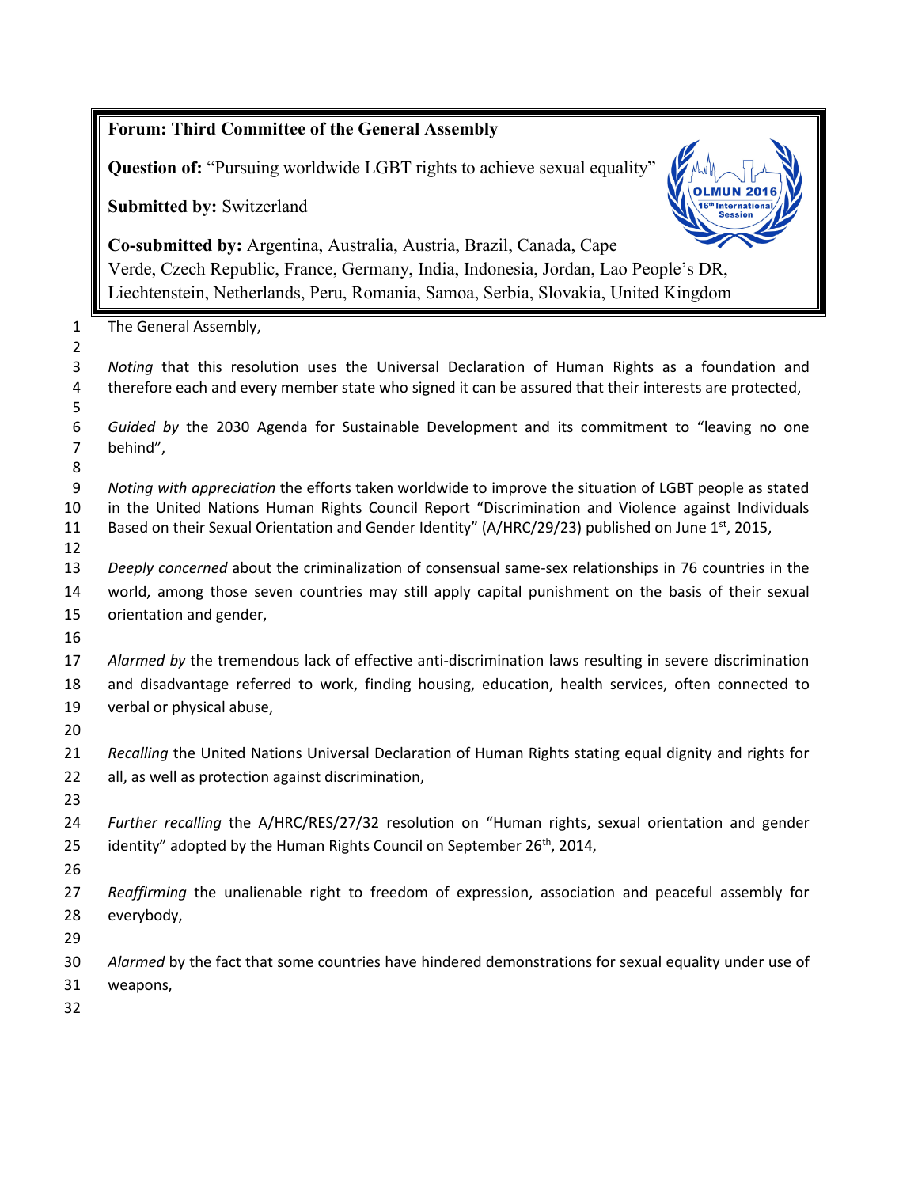**Forum: Third Committee of the General Assembly**

**Question of:** "Pursuing worldwide LGBT rights to achieve sexual equality"

**Submitted by:** Switzerland

**Co-submitted by:** Argentina, Australia, Austria, Brazil, Canada, Cape Verde, Czech Republic, France, Germany, India, Indonesia, Jordan, Lao People's DR, Liechtenstein, Netherlands, Peru, Romania, Samoa, Serbia, Slovakia, United Kingdom

The General Assembly,

*Noting* that this resolution uses the Universal Declaration of Human Rights as a foundation and therefore each and every member state who signed it can be assured that their interests are protected,

*Guided by* the 2030 Agenda for Sustainable Development and its commitment to "leaving no one behind",

*Noting with appreciation* the efforts taken worldwide to improve the situation of LGBT people as stated in the United Nations Human Rights Council Report "Discrimination and Violence against Individuals Based on their Sexual Orientation and Gender Identity" (A/HRC/29/23) published on June 1st, 2015,

*Deeply concerned* about the criminalization of consensual same-sex relationships in 76 countries in the world, among those seven countries may still apply capital punishment on the basis of their sexual orientation and gender,

*Alarmed by* the tremendous lack of effective anti-discrimination laws resulting in severe discrimination and disadvantage referred to work, finding housing, education, health services, often connected to verbal or physical abuse,

*Recalling* the United Nations Universal Declaration of Human Rights stating equal dignity and rights for all, as well as protection against discrimination,

*Further recalling* the A/HRC/RES/27/32 resolution on "Human rights, sexual orientation and gender identity" adopted by the Human Rights Council on September 26th, 2014,

*Reaffirming* the unalienable right to freedom of expression, association and peaceful assembly for everybody,

*Alarmed* by the fact that some countries have hindered demonstrations for sexual equality under use of weapons,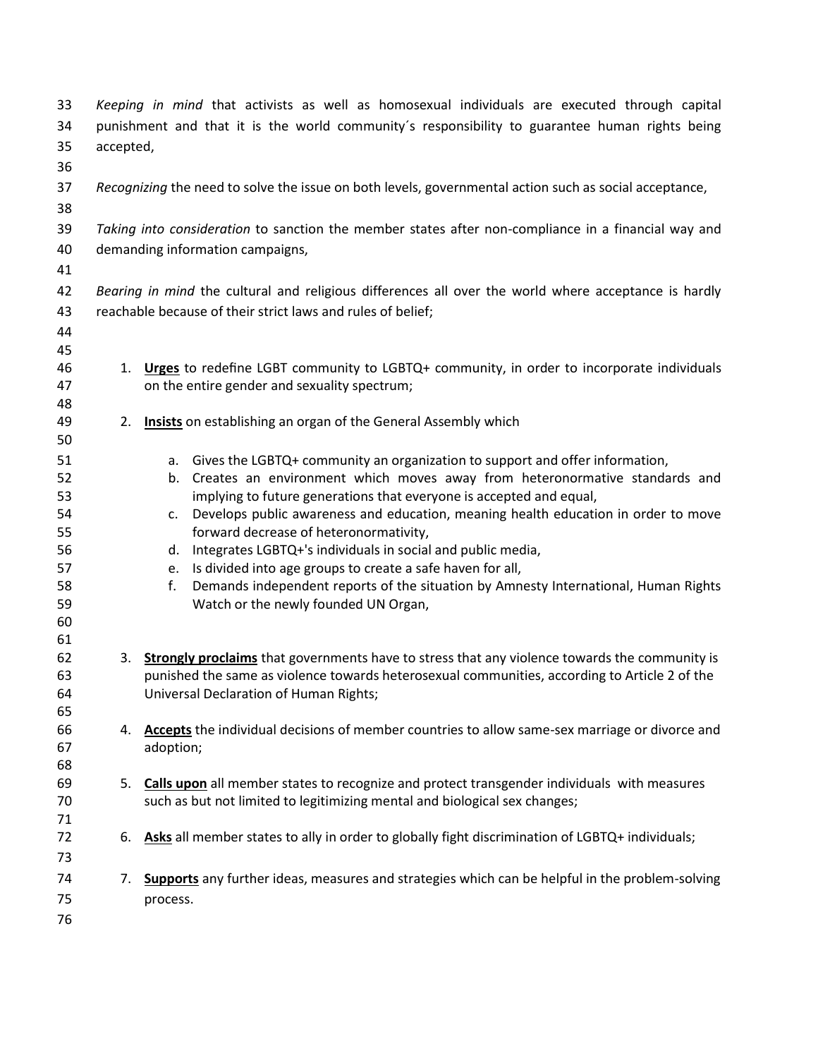*Keeping in mind* that activists as well as homosexual individuals are executed through capital punishment and that it is the world community´s responsibility to guarantee human rights being accepted,

*Recognizing* the need to solve the issue on both levels, governmental action such as social acceptance,

*Taking into consideration* to sanction the member states after non-compliance in a financial way and demanding information campaigns,

*Bearing in mind* the cultural and religious differences all over the world where acceptance is hardly reachable because of their strict laws and rules of belief;

1. **Urges** to redefine LGBT community to LGBTQ+ community, in order to incorporate individuals on the entire gender and sexuality spectrum;

2. **Insists** on establishing an organ of the General Assembly which

    a. Gives the LGBTQ+ community an organization to support and offer information,
    b. Creates an environment which moves away from heteronormative standards and implying to future generations that everyone is accepted and equal,
    c. Develops public awareness and education, meaning health education in order to move forward decrease of heteronormativity,
    d. Integrates LGBTQ+'s individuals in social and public media,
    e. Is divided into age groups to create a safe haven for all,
    f. Demands independent reports of the situation by Amnesty International, Human Rights Watch or the newly founded UN Organ,

3. **Strongly proclaims** that governments have to stress that any violence towards the community is punished the same as violence towards heterosexual communities, according to Article 2 of the Universal Declaration of Human Rights;

4. **Accepts** the individual decisions of member countries to allow same-sex marriage or divorce and adoption;

5. **Calls upon** all member states to recognize and protect transgender individuals with measures such as but not limited to legitimizing mental and biological sex changes;

6. **Asks** all member states to ally in order to globally fight discrimination of LGBTQ+ individuals;

7. **Supports** any further ideas, measures and strategies which can be helpful in the problem-solving process.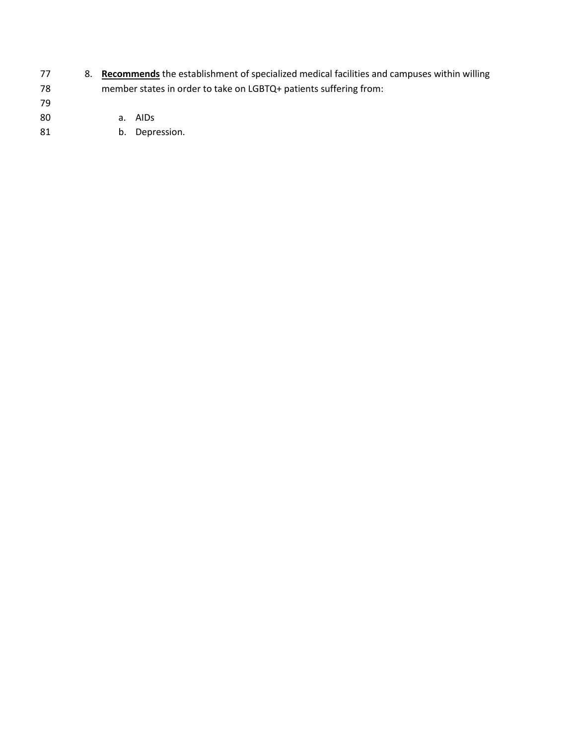8. **Recommends** the establishment of specialized medical facilities and campuses within willing member states in order to take on LGBTQ+ patients suffering from:

    a. AIDs
    b. Depression.